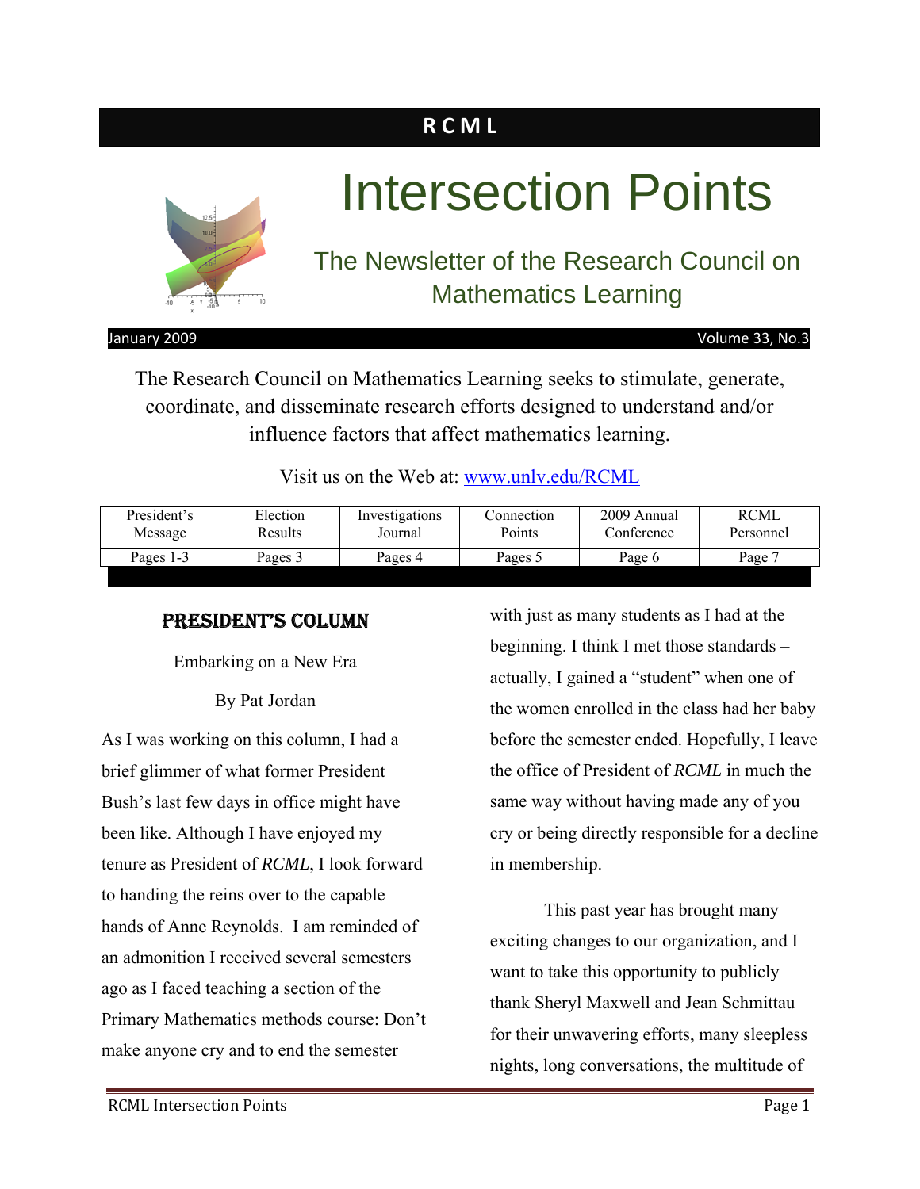# RCML

# Intersection Points

## The Newsletter of the Research Council on Mathematics Learning

January 2009 Volume 33, No.3

The Research Council on Mathematics Learning seeks to stimulate, generate, coordinate, and disseminate research efforts designed to understand and/or influence factors that affect mathematics learning.

Visit us on the Web at: www.unlv.edu/RCML

| President's Message | Election Results | Investigations Journal | Connection Points | 2009 Annual Conference | RCML Personnel |
|---|---|---|---|---|---|
| Pages 1-3 | Pages 3 | Pages 4 | Pages 5 | Page 6 | Page 7 |

## PRESIDENT'S COLUMN

Embarking on a New Era

By Pat Jordan

As I was working on this column, I had a brief glimmer of what former President Bush's last few days in office might have been like. Although I have enjoyed my tenure as President of *RCML*, I look forward to handing the reins over to the capable hands of Anne Reynolds. I am reminded of an admonition I received several semesters ago as I faced teaching a section of the Primary Mathematics methods course: Don't make anyone cry and to end the semester with just as many students as I had at the beginning. I think I met those standards – actually, I gained a "student" when one of the women enrolled in the class had her baby before the semester ended. Hopefully, I leave the office of President of *RCML* in much the same way without having made any of you cry or being directly responsible for a decline in membership.

This past year has brought many exciting changes to our organization, and I want to take this opportunity to publicly thank Sheryl Maxwell and Jean Schmittau for their unwavering efforts, many sleepless nights, long conversations, the multitude of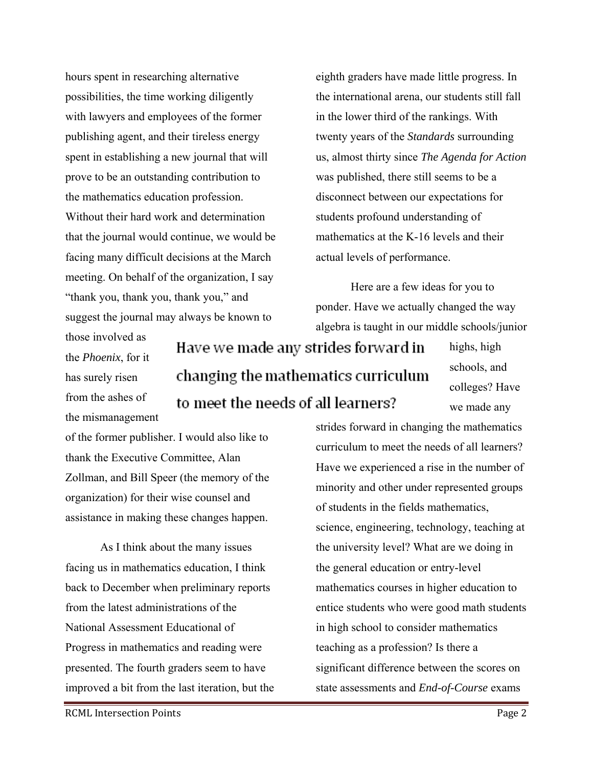hours spent in researching alternative possibilities, the time working diligently with lawyers and employees of the former publishing agent, and their tireless energy spent in establishing a new journal that will prove to be an outstanding contribution to the mathematics education profession. Without their hard work and determination that the journal would continue, we would be facing many difficult decisions at the March meeting. On behalf of the organization, I say "thank you, thank you, thank you," and suggest the journal may always be known to those involved as the *Phoenix*, for it has surely risen from the ashes of the mismanagement of the former publisher. I would also like to thank the Executive Committee, Alan Zollman, and Bill Speer (the memory of the organization) for their wise counsel and assistance in making these changes happen.

As I think about the many issues facing us in mathematics education, I think back to December when preliminary reports from the latest administrations of the National Assessment Educational of Progress in mathematics and reading were presented. The fourth graders seem to have improved a bit from the last iteration, but the eighth graders have made little progress. In the international arena, our students still fall in the lower third of the rankings. With twenty years of the *Standards* surrounding us, almost thirty since *The Agenda for Action* was published, there still seems to be a disconnect between our expectations for students profound understanding of mathematics at the K-16 levels and their actual levels of performance.

> Have we made any strides forward in changing the mathematics curriculum to meet the needs of all learners?

Here are a few ideas for you to ponder. Have we actually changed the way algebra is taught in our middle schools/junior highs, high schools, and colleges? Have we made any strides forward in changing the mathematics curriculum to meet the needs of all learners? Have we experienced a rise in the number of minority and other under represented groups of students in the fields mathematics, science, engineering, technology, teaching at the university level? What are we doing in the general education or entry-level mathematics courses in higher education to entice students who were good math students in high school to consider mathematics teaching as a profession? Is there a significant difference between the scores on state assessments and *End-of-Course* exams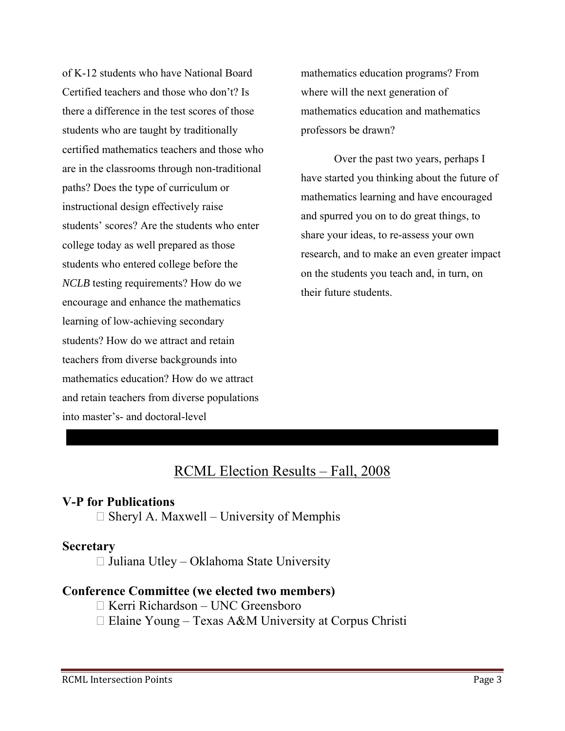of K-12 students who have National Board Certified teachers and those who don't? Is there a difference in the test scores of those students who are taught by traditionally certified mathematics teachers and those who are in the classrooms through non-traditional paths? Does the type of curriculum or instructional design effectively raise students' scores? Are the students who enter college today as well prepared as those students who entered college before the *NCLB* testing requirements? How do we encourage and enhance the mathematics learning of low-achieving secondary students? How do we attract and retain teachers from diverse backgrounds into mathematics education? How do we attract and retain teachers from diverse populations into master's- and doctoral-level mathematics education programs? From where will the next generation of mathematics education and mathematics professors be drawn?

Over the past two years, perhaps I have started you thinking about the future of mathematics learning and have encouraged and spurred you on to do great things, to share your ideas, to re-assess your own research, and to make an even greater impact on the students you teach and, in turn, on their future students.

## RCML Election Results – Fall, 2008

**V-P for Publications**

- Sheryl A. Maxwell – University of Memphis

**Secretary**

- Juliana Utley – Oklahoma State University

**Conference Committee (we elected two members)**

- Kerri Richardson – UNC Greensboro
- Elaine Young – Texas A&M University at Corpus Christi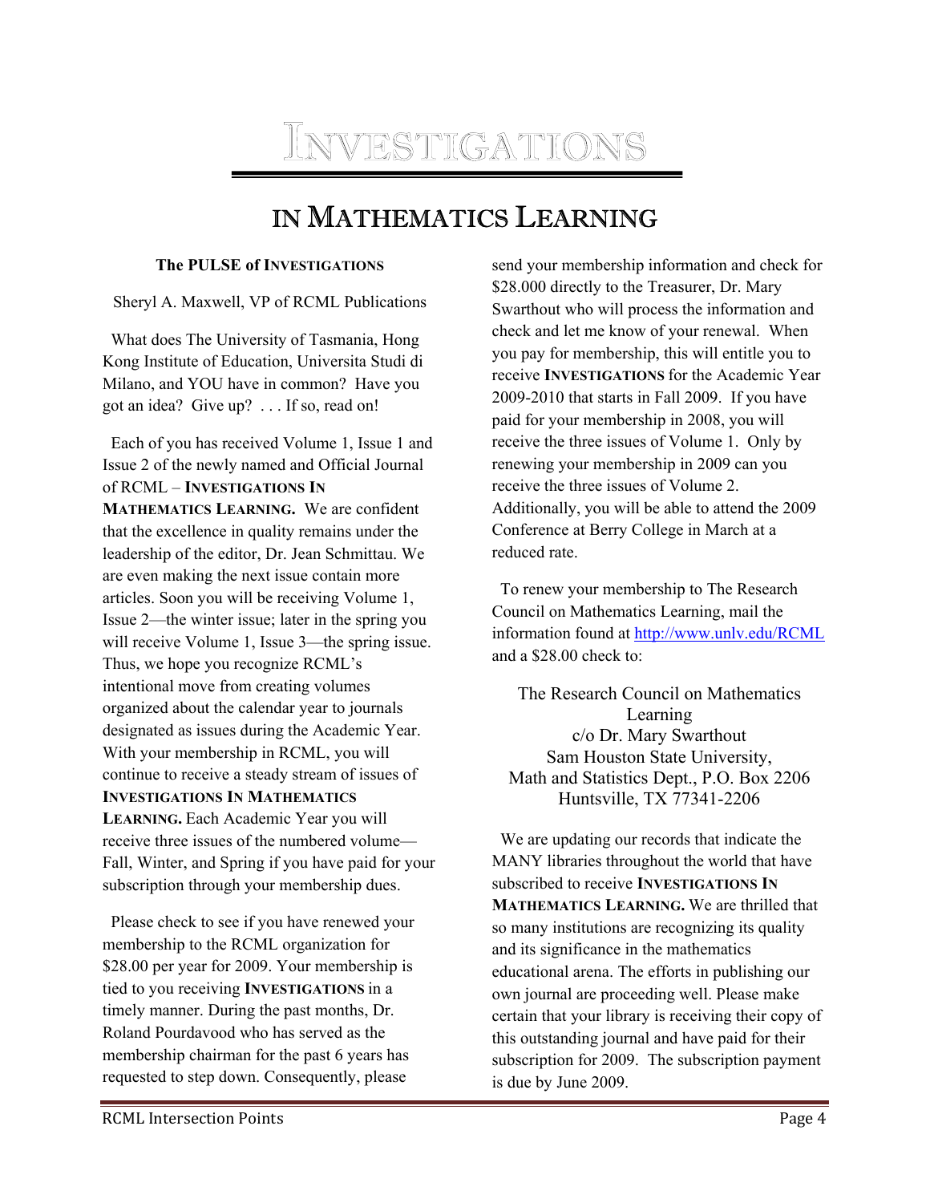# INVESTIGATIONS

# IN MATHEMATICS LEARNING

### The PULSE of INVESTIGATIONS

Sheryl A. Maxwell, VP of RCML Publications

What does The University of Tasmania, Hong Kong Institute of Education, Universita Studi di Milano, and YOU have in common? Have you got an idea? Give up? . . . If so, read on!

Each of you has received Volume 1, Issue 1 and Issue 2 of the newly named and Official Journal of RCML – **INVESTIGATIONS IN MATHEMATICS LEARNING.** We are confident that the excellence in quality remains under the leadership of the editor, Dr. Jean Schmittau. We are even making the next issue contain more articles. Soon you will be receiving Volume 1, Issue 2—the winter issue; later in the spring you will receive Volume 1, Issue 3—the spring issue. Thus, we hope you recognize RCML's intentional move from creating volumes organized about the calendar year to journals designated as issues during the Academic Year. With your membership in RCML, you will continue to receive a steady stream of issues of **INVESTIGATIONS IN MATHEMATICS LEARNING.** Each Academic Year you will receive three issues of the numbered volume—Fall, Winter, and Spring if you have paid for your subscription through your membership dues.

Please check to see if you have renewed your membership to the RCML organization for $28.00 per year for 2009. Your membership is tied to you receiving **INVESTIGATIONS** in a timely manner. During the past months, Dr. Roland Pourdavood who has served as the membership chairman for the past 6 years has requested to step down. Consequently, please send your membership information and check for $28.000 directly to the Treasurer, Dr. Mary Swarthout who will process the information and check and let me know of your renewal. When you pay for membership, this will entitle you to receive **INVESTIGATIONS** for the Academic Year 2009-2010 that starts in Fall 2009. If you have paid for your membership in 2008, you will receive the three issues of Volume 1. Only by renewing your membership in 2009 can you receive the three issues of Volume 2. Additionally, you will be able to attend the 2009 Conference at Berry College in March at a reduced rate.

To renew your membership to The Research Council on Mathematics Learning, mail the information found at http://www.unlv.edu/RCML and a $28.00 check to:

The Research Council on Mathematics Learning  
c/o Dr. Mary Swarthout  
Sam Houston State University,  
Math and Statistics Dept., P.O. Box 2206  
Huntsville, TX 77341-2206

We are updating our records that indicate the MANY libraries throughout the world that have subscribed to receive **INVESTIGATIONS IN MATHEMATICS LEARNING.** We are thrilled that so many institutions are recognizing its quality and its significance in the mathematics educational arena. The efforts in publishing our own journal are proceeding well. Please make certain that your library is receiving their copy of this outstanding journal and have paid for their subscription for 2009. The subscription payment is due by June 2009.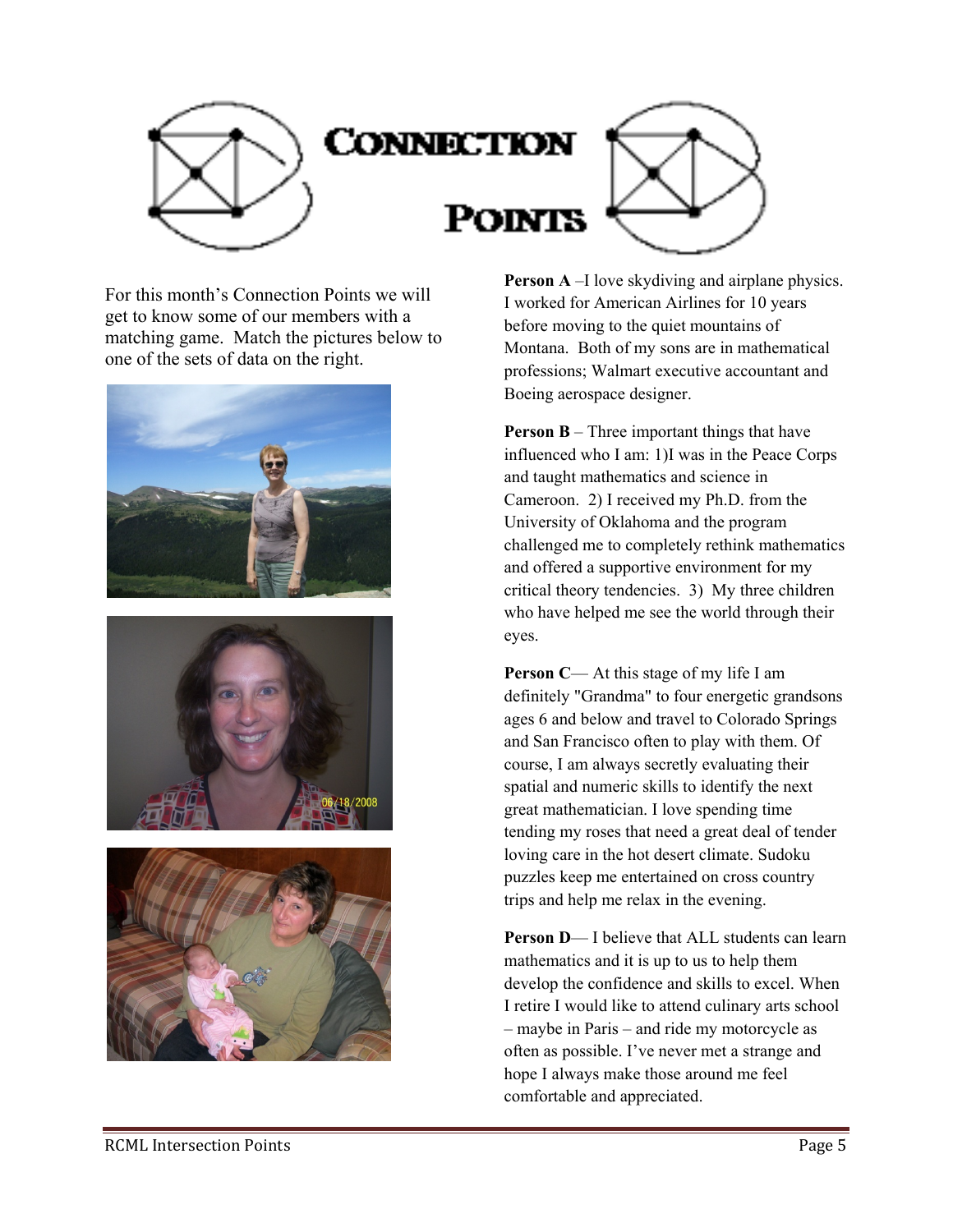# Connection Points

For this month's Connection Points we will get to know some of our members with a matching game. Match the pictures below to one of the sets of data on the right.

**Person A** –I love skydiving and airplane physics. I worked for American Airlines for 10 years before moving to the quiet mountains of Montana. Both of my sons are in mathematical professions; Walmart executive accountant and Boeing aerospace designer.

**Person B** – Three important things that have influenced who I am: 1)I was in the Peace Corps and taught mathematics and science in Cameroon. 2) I received my Ph.D. from the University of Oklahoma and the program challenged me to completely rethink mathematics and offered a supportive environment for my critical theory tendencies. 3) My three children who have helped me see the world through their eyes.

**Person C**— At this stage of my life I am definitely "Grandma" to four energetic grandsons ages 6 and below and travel to Colorado Springs and San Francisco often to play with them. Of course, I am always secretly evaluating their spatial and numeric skills to identify the next great mathematician. I love spending time tending my roses that need a great deal of tender loving care in the hot desert climate. Sudoku puzzles keep me entertained on cross country trips and help me relax in the evening.

**Person D**— I believe that ALL students can learn mathematics and it is up to us to help them develop the confidence and skills to excel. When I retire I would like to attend culinary arts school – maybe in Paris – and ride my motorcycle as often as possible. I've never met a strange and hope I always make those around me feel comfortable and appreciated.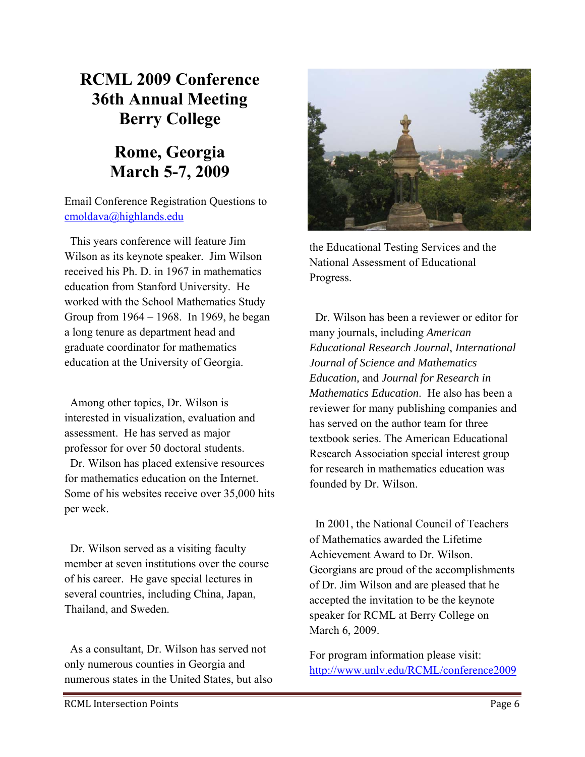# RCML 2009 Conference
# 36th Annual Meeting
# Berry College

## Rome, Georgia
## March 5-7, 2009

Email Conference Registration Questions to [cmoldava@highlands.edu](mailto:cmoldava@highlands.edu)

This years conference will feature Jim Wilson as its keynote speaker. Jim Wilson received his Ph. D. in 1967 in mathematics education from Stanford University. He worked with the School Mathematics Study Group from 1964 – 1968. In 1969, he began a long tenure as department head and graduate coordinator for mathematics education at the University of Georgia.

Among other topics, Dr. Wilson is interested in visualization, evaluation and assessment. He has served as major professor for over 50 doctoral students. Dr. Wilson has placed extensive resources for mathematics education on the Internet. Some of his websites receive over 35,000 hits per week.

Dr. Wilson served as a visiting faculty member at seven institutions over the course of his career. He gave special lectures in several countries, including China, Japan, Thailand, and Sweden.

As a consultant, Dr. Wilson has served not only numerous counties in Georgia and numerous states in the United States, but also the Educational Testing Services and the National Assessment of Educational Progress.

Dr. Wilson has been a reviewer or editor for many journals, including *American Educational Research Journal*, *International Journal of Science and Mathematics Education,* and *Journal for Research in Mathematics Education*. He also has been a reviewer for many publishing companies and has served on the author team for three textbook series. The American Educational Research Association special interest group for research in mathematics education was founded by Dr. Wilson.

In 2001, the National Council of Teachers of Mathematics awarded the Lifetime Achievement Award to Dr. Wilson. Georgians are proud of the accomplishments of Dr. Jim Wilson and are pleased that he accepted the invitation to be the keynote speaker for RCML at Berry College on March 6, 2009.

For program information please visit: [http://www.unlv.edu/RCML/conference2009](http://www.unlv.edu/RCML/conference2009)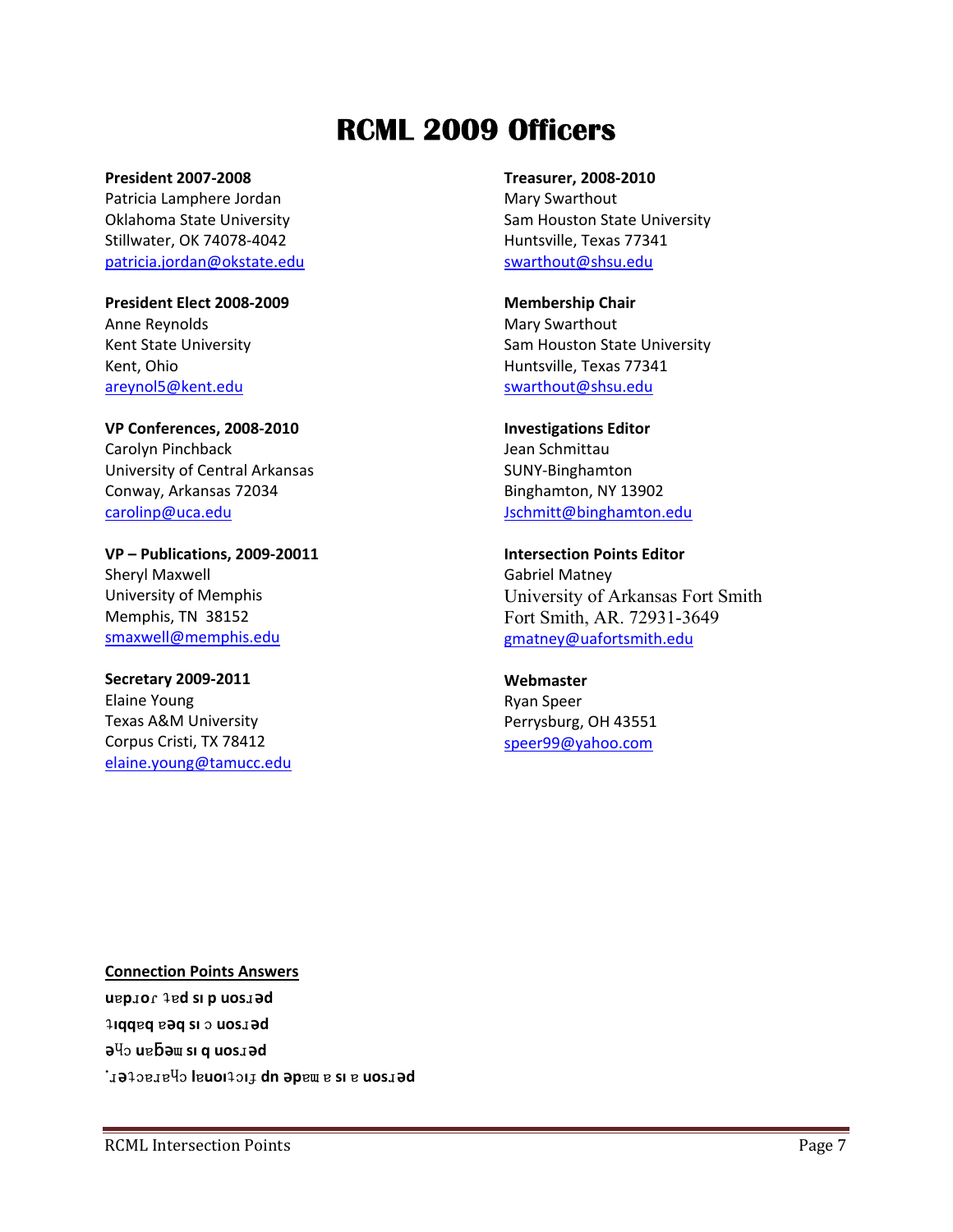# RCML 2009 Officers

**President 2007-2008**
Patricia Lamphere Jordan
Oklahoma State University
Stillwater, OK 74078-4042
patricia.jordan@okstate.edu

**President Elect 2008-2009**
Anne Reynolds
Kent State University
Kent, Ohio
areynol5@kent.edu

**VP Conferences, 2008-2010**
Carolyn Pinchback
University of Central Arkansas
Conway, Arkansas 72034
carolinp@uca.edu

**VP – Publications, 2009-20011**
Sheryl Maxwell
University of Memphis
Memphis, TN 38152
smaxwell@memphis.edu

**Secretary 2009-2011**
Elaine Young
Texas A&M University
Corpus Cristi, TX 78412
elaine.young@tamucc.edu

**Treasurer, 2008-2010**
Mary Swarthout
Sam Houston State University
Huntsville, Texas 77341
swarthout@shsu.edu

**Membership Chair**
Mary Swarthout
Sam Houston State University
Huntsville, Texas 77341
swarthout@shsu.edu

**Investigations Editor**
Jean Schmittau
SUNY-Binghamton
Binghamton, NY 13902
Jschmitt@binghamton.edu

**Intersection Points Editor**
Gabriel Matney
University of Arkansas Fort Smith
Fort Smith, AR. 72931-3649
gmatney@uafortsmith.edu

**Webmaster**
Ryan Speer
Perrysburg, OH 43551
speer99@yahoo.com

**Connection Points Answers**

person d is pat jordan
person c is bea babbitt
person b is megan che
person a is a made up fictional character.